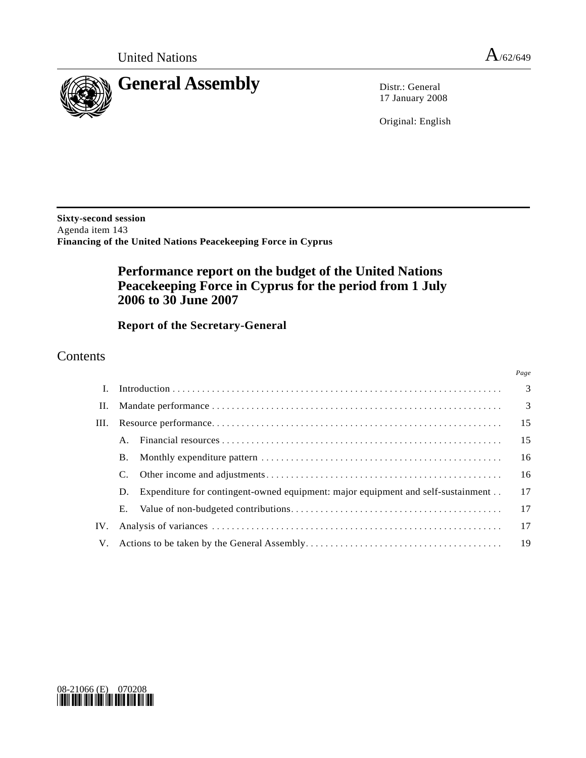United Nations — A/62/649

# General Assembly

Distr.: General
17 January 2008

Original: English

**Sixty-second session**
Agenda item 143
**Financing of the United Nations Peacekeeping Force in Cyprus**

## Performance report on the budget of the United Nations Peacekeeping Force in Cyprus for the period from 1 July 2006 to 30 June 2007

### Report of the Secretary-General

## Contents

| | | | Page |
|---|---|---|---|
| I. | Introduction | | 3 |
| II. | Mandate performance | | 3 |
| III. | Resource performance | | 15 |
| | A. | Financial resources | 15 |
| | B. | Monthly expenditure pattern | 16 |
| | C. | Other income and adjustments | 16 |
| | D. | Expenditure for contingent-owned equipment: major equipment and self-sustainment | 17 |
| | E. | Value of non-budgeted contributions | 17 |
| IV. | Analysis of variances | | 17 |
| V. | Actions to be taken by the General Assembly | | 19 |

08-21066 (E) 070208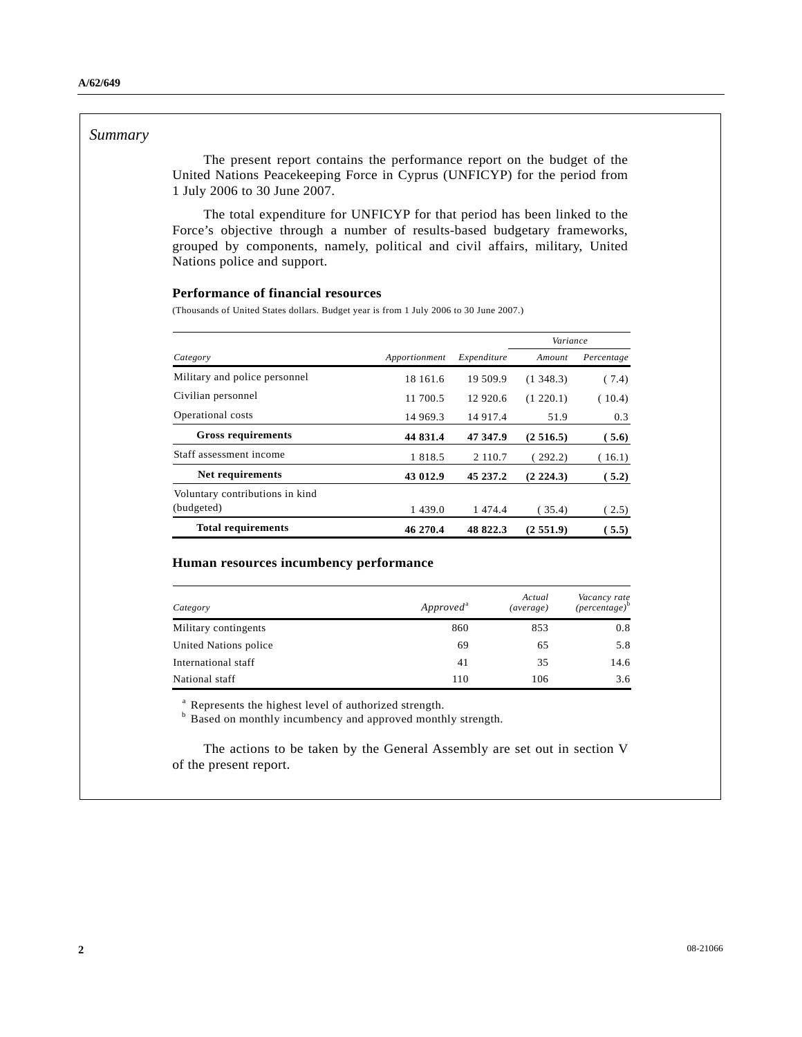## Summary

The present report contains the performance report on the budget of the United Nations Peacekeeping Force in Cyprus (UNFICYP) for the period from 1 July 2006 to 30 June 2007.

The total expenditure for UNFICYP for that period has been linked to the Force's objective through a number of results-based budgetary frameworks, grouped by components, namely, political and civil affairs, military, United Nations police and support.

### Performance of financial resources

(Thousands of United States dollars. Budget year is from 1 July 2006 to 30 June 2007.)

| | | | *Variance* | |
|---|---|---|---|---|
| *Category* | *Apportionment* | *Expenditure* | *Amount* | *Percentage* |
| Military and police personnel | 18 161.6 | 19 509.9 | (1 348.3) | (7.4) |
| Civilian personnel | 11 700.5 | 12 920.6 | (1 220.1) | (10.4) |
| Operational costs | 14 969.3 | 14 917.4 | 51.9 | 0.3 |
| **Gross requirements** | **44 831.4** | **47 347.9** | **(2 516.5)** | **(5.6)** |
| Staff assessment income | 1 818.5 | 2 110.7 | (292.2) | (16.1) |
| **Net requirements** | **43 012.9** | **45 237.2** | **(2 224.3)** | **(5.2)** |
| Voluntary contributions in kind (budgeted) | 1 439.0 | 1 474.4 | (35.4) | (2.5) |
| **Total requirements** | **46 270.4** | **48 822.3** | **(2 551.9)** | **(5.5)** |

### Human resources incumbency performance

| *Category* | *Approved*[a] | *Actual (average)* | *Vacancy rate (percentage)*[b] |
|---|---|---|---|
| Military contingents | 860 | 853 | 0.8 |
| United Nations police | 69 | 65 | 5.8 |
| International staff | 41 | 35 | 14.6 |
| National staff | 110 | 106 | 3.6 |

[a] Represents the highest level of authorized strength.

[b] Based on monthly incumbency and approved monthly strength.

The actions to be taken by the General Assembly are set out in section V of the present report.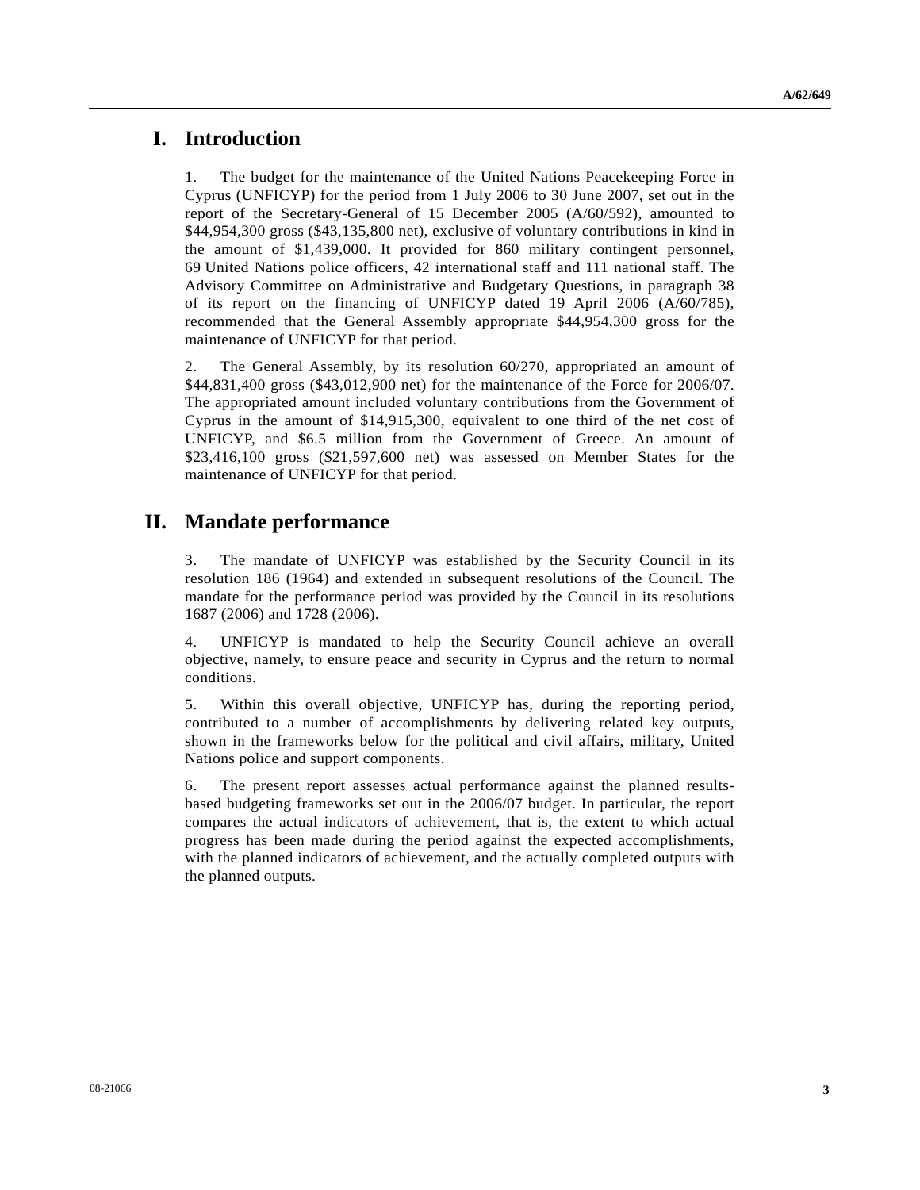# I. Introduction

1. The budget for the maintenance of the United Nations Peacekeeping Force in Cyprus (UNFICYP) for the period from 1 July 2006 to 30 June 2007, set out in the report of the Secretary-General of 15 December 2005 (A/60/592), amounted to $44,954,300 gross ($43,135,800 net), exclusive of voluntary contributions in kind in the amount of $1,439,000. It provided for 860 military contingent personnel, 69 United Nations police officers, 42 international staff and 111 national staff. The Advisory Committee on Administrative and Budgetary Questions, in paragraph 38 of its report on the financing of UNFICYP dated 19 April 2006 (A/60/785), recommended that the General Assembly appropriate $44,954,300 gross for the maintenance of UNFICYP for that period.

2. The General Assembly, by its resolution 60/270, appropriated an amount of $44,831,400 gross ($43,012,900 net) for the maintenance of the Force for 2006/07. The appropriated amount included voluntary contributions from the Government of Cyprus in the amount of $14,915,300, equivalent to one third of the net cost of UNFICYP, and $6.5 million from the Government of Greece. An amount of $23,416,100 gross ($21,597,600 net) was assessed on Member States for the maintenance of UNFICYP for that period.

# II. Mandate performance

3. The mandate of UNFICYP was established by the Security Council in its resolution 186 (1964) and extended in subsequent resolutions of the Council. The mandate for the performance period was provided by the Council in its resolutions 1687 (2006) and 1728 (2006).

4. UNFICYP is mandated to help the Security Council achieve an overall objective, namely, to ensure peace and security in Cyprus and the return to normal conditions.

5. Within this overall objective, UNFICYP has, during the reporting period, contributed to a number of accomplishments by delivering related key outputs, shown in the frameworks below for the political and civil affairs, military, United Nations police and support components.

6. The present report assesses actual performance against the planned results-based budgeting frameworks set out in the 2006/07 budget. In particular, the report compares the actual indicators of achievement, that is, the extent to which actual progress has been made during the period against the expected accomplishments, with the planned indicators of achievement, and the actually completed outputs with the planned outputs.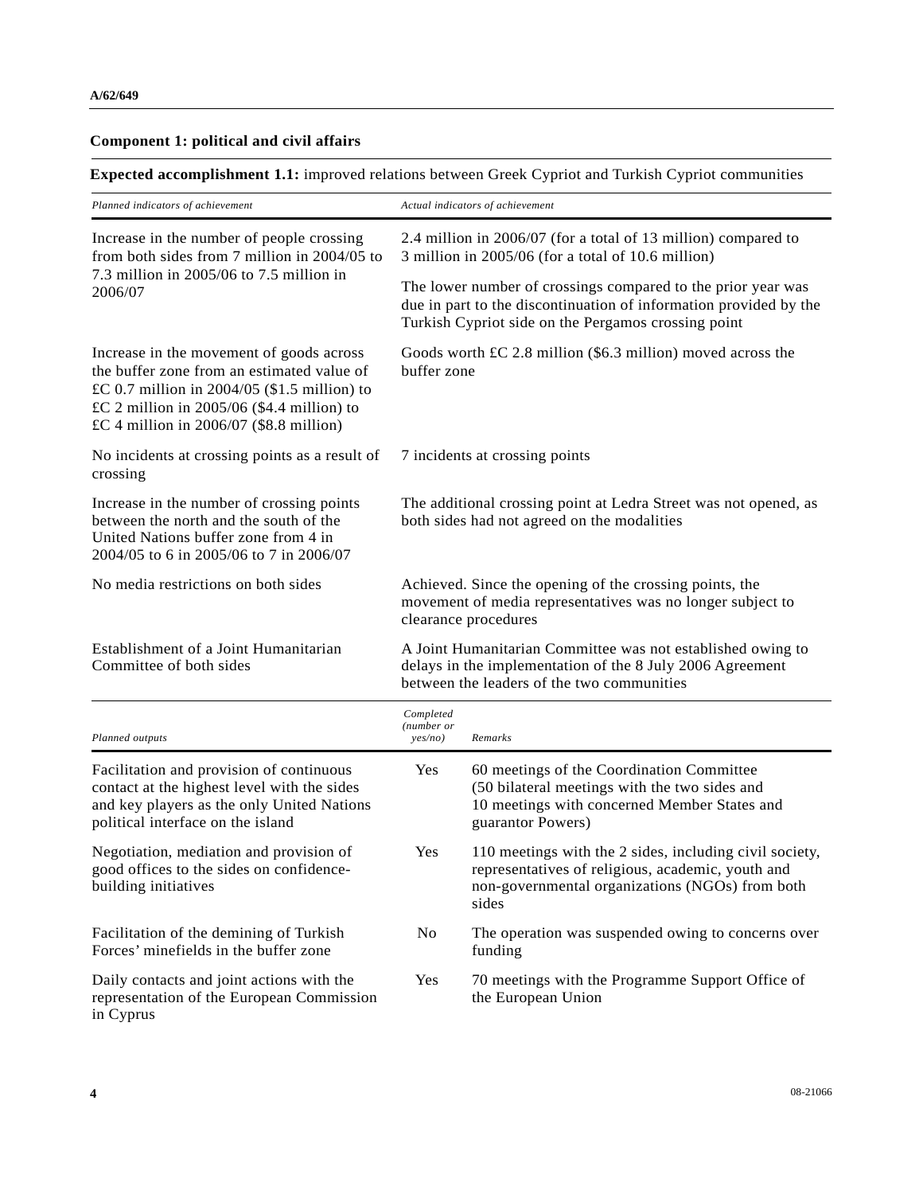**Component 1: political and civil affairs**

**Expected accomplishment 1.1:** improved relations between Greek Cypriot and Turkish Cypriot communities

| *Planned indicators of achievement* | *Actual indicators of achievement* |
|---|---|
| Increase in the number of people crossing from both sides from 7 million in 2004/05 to 7.3 million in 2005/06 to 7.5 million in 2006/07 | 2.4 million in 2006/07 (for a total of 13 million) compared to 3 million in 2005/06 (for a total of 10.6 million)<br><br>The lower number of crossings compared to the prior year was due in part to the discontinuation of information provided by the Turkish Cypriot side on the Pergamos crossing point |
| Increase in the movement of goods across the buffer zone from an estimated value of £C 0.7 million in 2004/05 ($1.5 million) to £C 2 million in 2005/06 ($4.4 million) to £C 4 million in 2006/07 ($8.8 million) | Goods worth £C 2.8 million ($6.3 million) moved across the buffer zone |
| No incidents at crossing points as a result of crossing | 7 incidents at crossing points |
| Increase in the number of crossing points between the north and the south of the United Nations buffer zone from 4 in 2004/05 to 6 in 2005/06 to 7 in 2006/07 | The additional crossing point at Ledra Street was not opened, as both sides had not agreed on the modalities |
| No media restrictions on both sides | Achieved. Since the opening of the crossing points, the movement of media representatives was no longer subject to clearance procedures |
| Establishment of a Joint Humanitarian Committee of both sides | A Joint Humanitarian Committee was not established owing to delays in the implementation of the 8 July 2006 Agreement between the leaders of the two communities |

| *Planned outputs* | *Completed (number or yes/no)* | *Remarks* |
|---|---|---|
| Facilitation and provision of continuous contact at the highest level with the sides and key players as the only United Nations political interface on the island | Yes | 60 meetings of the Coordination Committee (50 bilateral meetings with the two sides and 10 meetings with concerned Member States and guarantor Powers) |
| Negotiation, mediation and provision of good offices to the sides on confidence-building initiatives | Yes | 110 meetings with the 2 sides, including civil society, representatives of religious, academic, youth and non-governmental organizations (NGOs) from both sides |
| Facilitation of the demining of Turkish Forces' minefields in the buffer zone | No | The operation was suspended owing to concerns over funding |
| Daily contacts and joint actions with the representation of the European Commission in Cyprus | Yes | 70 meetings with the Programme Support Office of the European Union |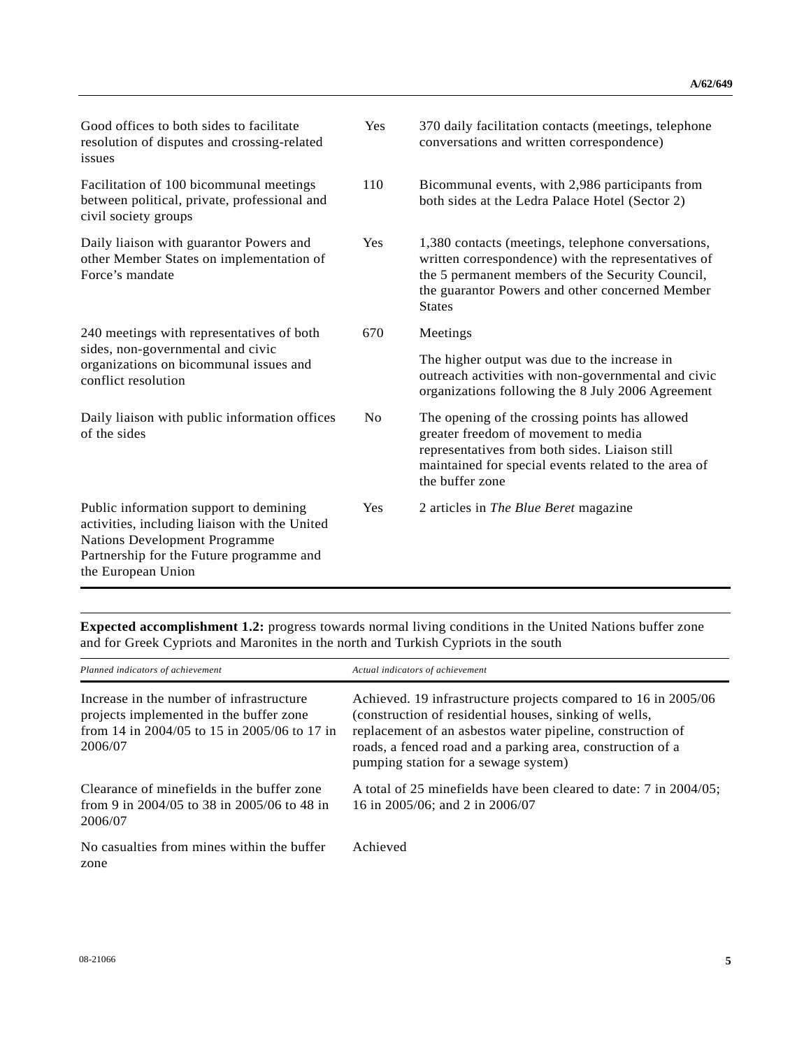| | | |
|---|---|---|
| Good offices to both sides to facilitate resolution of disputes and crossing-related issues | Yes | 370 daily facilitation contacts (meetings, telephone conversations and written correspondence) |
| Facilitation of 100 bicommunal meetings between political, private, professional and civil society groups | 110 | Bicommunal events, with 2,986 participants from both sides at the Ledra Palace Hotel (Sector 2) |
| Daily liaison with guarantor Powers and other Member States on implementation of Force's mandate | Yes | 1,380 contacts (meetings, telephone conversations, written correspondence) with the representatives of the 5 permanent members of the Security Council, the guarantor Powers and other concerned Member States |
| 240 meetings with representatives of both sides, non-governmental and civic organizations on bicommunal issues and conflict resolution | 670 | Meetings<br><br>The higher output was due to the increase in outreach activities with non-governmental and civic organizations following the 8 July 2006 Agreement |
| Daily liaison with public information offices of the sides | No | The opening of the crossing points has allowed greater freedom of movement to media representatives from both sides. Liaison still maintained for special events related to the area of the buffer zone |
| Public information support to demining activities, including liaison with the United Nations Development Programme Partnership for the Future programme and the European Union | Yes | 2 articles in *The Blue Beret* magazine |

**Expected accomplishment 1.2:** progress towards normal living conditions in the United Nations buffer zone and for Greek Cypriots and Maronites in the north and Turkish Cypriots in the south

| *Planned indicators of achievement* | *Actual indicators of achievement* |
|---|---|
| Increase in the number of infrastructure projects implemented in the buffer zone from 14 in 2004/05 to 15 in 2005/06 to 17 in 2006/07 | Achieved. 19 infrastructure projects compared to 16 in 2005/06 (construction of residential houses, sinking of wells, replacement of an asbestos water pipeline, construction of roads, a fenced road and a parking area, construction of a pumping station for a sewage system) |
| Clearance of minefields in the buffer zone from 9 in 2004/05 to 38 in 2005/06 to 48 in 2006/07 | A total of 25 minefields have been cleared to date: 7 in 2004/05; 16 in 2005/06; and 2 in 2006/07 |
| No casualties from mines within the buffer zone | Achieved |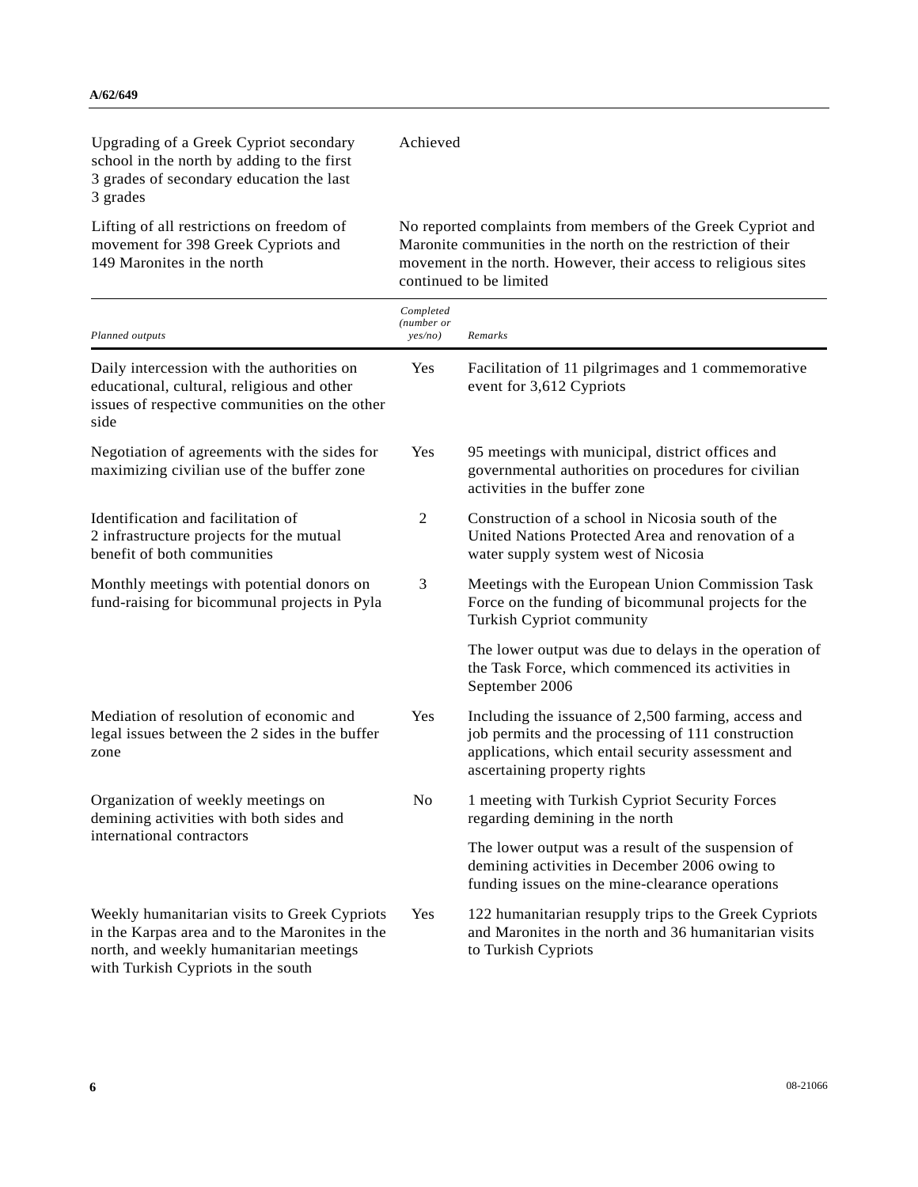| | |
|---|---|
| Upgrading of a Greek Cypriot secondary school in the north by adding to the first 3 grades of secondary education the last 3 grades | Achieved |
| Lifting of all restrictions on freedom of movement for 398 Greek Cypriots and 149 Maronites in the north | No reported complaints from members of the Greek Cypriot and Maronite communities in the north on the restriction of their movement in the north. However, their access to religious sites continued to be limited |

| *Planned outputs* | *Completed (number or yes/no)* | *Remarks* |
|---|---|---|
| Daily intercession with the authorities on educational, cultural, religious and other issues of respective communities on the other side | Yes | Facilitation of 11 pilgrimages and 1 commemorative event for 3,612 Cypriots |
| Negotiation of agreements with the sides for maximizing civilian use of the buffer zone | Yes | 95 meetings with municipal, district offices and governmental authorities on procedures for civilian activities in the buffer zone |
| Identification and facilitation of 2 infrastructure projects for the mutual benefit of both communities | 2 | Construction of a school in Nicosia south of the United Nations Protected Area and renovation of a water supply system west of Nicosia |
| Monthly meetings with potential donors on fund-raising for bicommunal projects in Pyla | 3 | Meetings with the European Union Commission Task Force on the funding of bicommunal projects for the Turkish Cypriot community<br><br>The lower output was due to delays in the operation of the Task Force, which commenced its activities in September 2006 |
| Mediation of resolution of economic and legal issues between the 2 sides in the buffer zone | Yes | Including the issuance of 2,500 farming, access and job permits and the processing of 111 construction applications, which entail security assessment and ascertaining property rights |
| Organization of weekly meetings on demining activities with both sides and international contractors | No | 1 meeting with Turkish Cypriot Security Forces regarding demining in the north<br><br>The lower output was a result of the suspension of demining activities in December 2006 owing to funding issues on the mine-clearance operations |
| Weekly humanitarian visits to Greek Cypriots in the Karpas area and to the Maronites in the north, and weekly humanitarian meetings with Turkish Cypriots in the south | Yes | 122 humanitarian resupply trips to the Greek Cypriots and Maronites in the north and 36 humanitarian visits to Turkish Cypriots |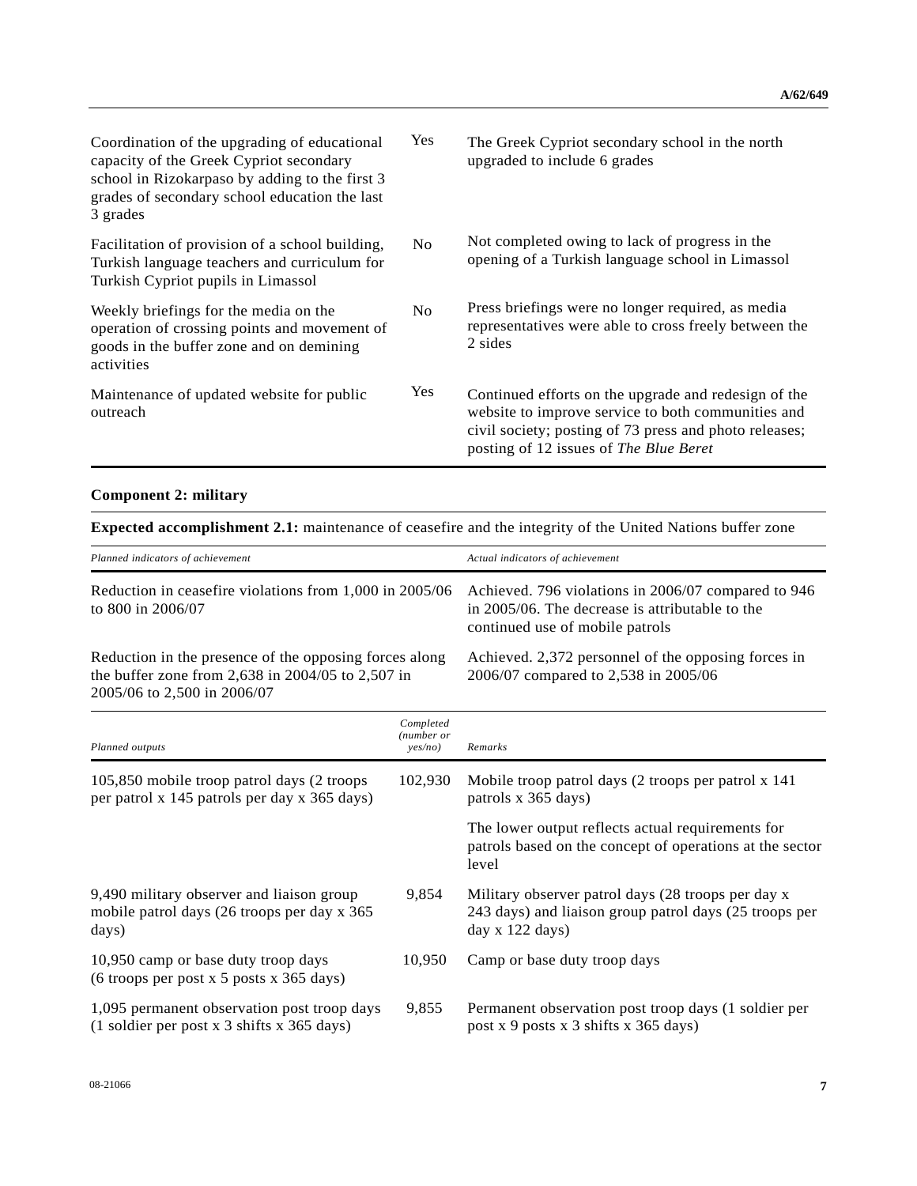| | | |
|---|---|---|
| Coordination of the upgrading of educational capacity of the Greek Cypriot secondary school in Rizokarpaso by adding to the first 3 grades of secondary school education the last 3 grades | Yes | The Greek Cypriot secondary school in the north upgraded to include 6 grades |
| Facilitation of provision of a school building, Turkish language teachers and curriculum for Turkish Cypriot pupils in Limassol | No | Not completed owing to lack of progress in the opening of a Turkish language school in Limassol |
| Weekly briefings for the media on the operation of crossing points and movement of goods in the buffer zone and on demining activities | No | Press briefings were no longer required, as media representatives were able to cross freely between the 2 sides |
| Maintenance of updated website for public outreach | Yes | Continued efforts on the upgrade and redesign of the website to improve service to both communities and civil society; posting of 73 press and photo releases; posting of 12 issues of *The Blue Beret* |

**Component 2: military**

**Expected accomplishment 2.1:** maintenance of ceasefire and the integrity of the United Nations buffer zone

| *Planned indicators of achievement* | *Actual indicators of achievement* |
|---|---|
| Reduction in ceasefire violations from 1,000 in 2005/06 to 800 in 2006/07 | Achieved. 796 violations in 2006/07 compared to 946 in 2005/06. The decrease is attributable to the continued use of mobile patrols |
| Reduction in the presence of the opposing forces along the buffer zone from 2,638 in 2004/05 to 2,507 in 2005/06 to 2,500 in 2006/07 | Achieved. 2,372 personnel of the opposing forces in 2006/07 compared to 2,538 in 2005/06 |

| *Planned outputs* | *Completed (number or yes/no)* | *Remarks* |
|---|---|---|
| 105,850 mobile troop patrol days (2 troops per patrol x 145 patrols per day x 365 days) | 102,930 | Mobile troop patrol days (2 troops per patrol x 141 patrols x 365 days)<br><br>The lower output reflects actual requirements for patrols based on the concept of operations at the sector level |
| 9,490 military observer and liaison group mobile patrol days (26 troops per day x 365 days) | 9,854 | Military observer patrol days (28 troops per day x 243 days) and liaison group patrol days (25 troops per day x 122 days) |
| 10,950 camp or base duty troop days (6 troops per post x 5 posts x 365 days) | 10,950 | Camp or base duty troop days |
| 1,095 permanent observation post troop days (1 soldier per post x 3 shifts x 365 days) | 9,855 | Permanent observation post troop days (1 soldier per post x 9 posts x 3 shifts x 365 days) |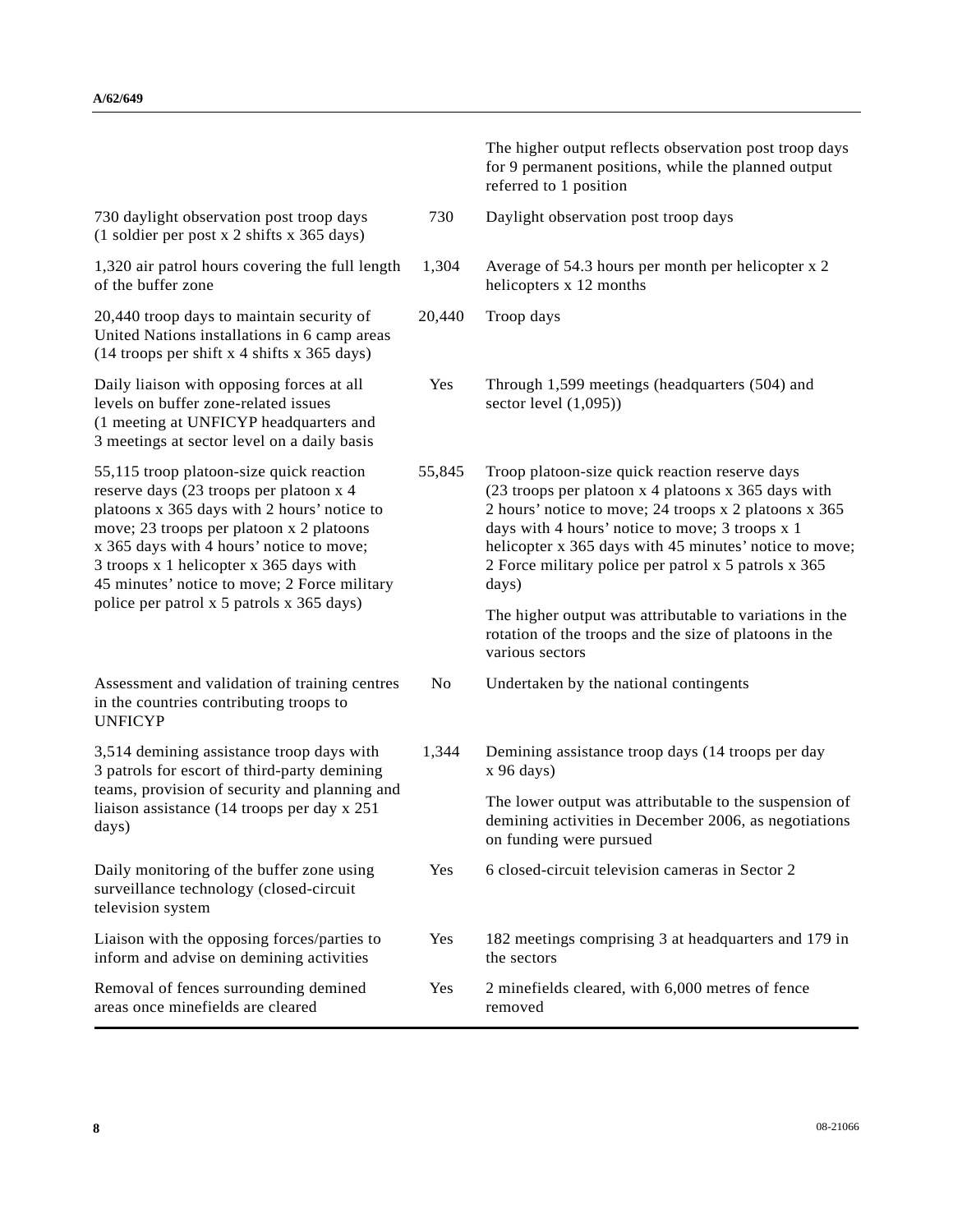| | | |
|---|---|---|
| | | The higher output reflects observation post troop days for 9 permanent positions, while the planned output referred to 1 position |
| 730 daylight observation post troop days (1 soldier per post x 2 shifts x 365 days) | 730 | Daylight observation post troop days |
| 1,320 air patrol hours covering the full length of the buffer zone | 1,304 | Average of 54.3 hours per month per helicopter x 2 helicopters x 12 months |
| 20,440 troop days to maintain security of United Nations installations in 6 camp areas (14 troops per shift x 4 shifts x 365 days) | 20,440 | Troop days |
| Daily liaison with opposing forces at all levels on buffer zone-related issues (1 meeting at UNFICYP headquarters and 3 meetings at sector level on a daily basis | Yes | Through 1,599 meetings (headquarters (504) and sector level (1,095)) |
| 55,115 troop platoon-size quick reaction reserve days (23 troops per platoon x 4 platoons x 365 days with 2 hours' notice to move; 23 troops per platoon x 2 platoons x 365 days with 4 hours' notice to move; 3 troops x 1 helicopter x 365 days with 45 minutes' notice to move; 2 Force military police per patrol x 5 patrols x 365 days) | 55,845 | Troop platoon-size quick reaction reserve days (23 troops per platoon x 4 platoons x 365 days with 2 hours' notice to move; 24 troops x 2 platoons x 365 days with 4 hours' notice to move; 3 troops x 1 helicopter x 365 days with 45 minutes' notice to move; 2 Force military police per patrol x 5 patrols x 365 days)<br><br>The higher output was attributable to variations in the rotation of the troops and the size of platoons in the various sectors |
| Assessment and validation of training centres in the countries contributing troops to UNFICYP | No | Undertaken by the national contingents |
| 3,514 demining assistance troop days with 3 patrols for escort of third-party demining teams, provision of security and planning and liaison assistance (14 troops per day x 251 days) | 1,344 | Demining assistance troop days (14 troops per day x 96 days)<br><br>The lower output was attributable to the suspension of demining activities in December 2006, as negotiations on funding were pursued |
| Daily monitoring of the buffer zone using surveillance technology (closed-circuit television system | Yes | 6 closed-circuit television cameras in Sector 2 |
| Liaison with the opposing forces/parties to inform and advise on demining activities | Yes | 182 meetings comprising 3 at headquarters and 179 in the sectors |
| Removal of fences surrounding demined areas once minefields are cleared | Yes | 2 minefields cleared, with 6,000 metres of fence removed |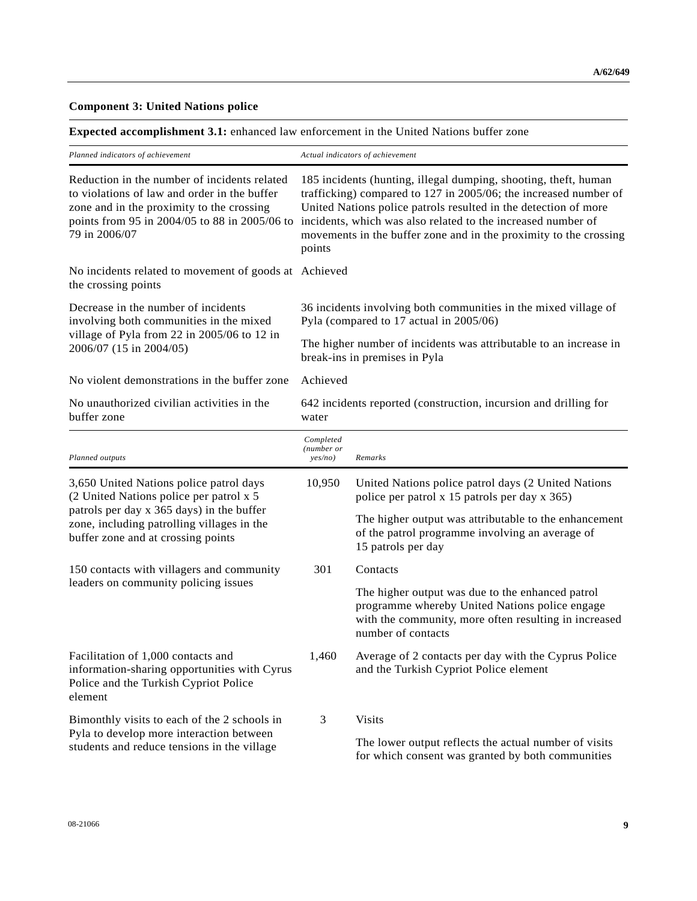**Component 3: United Nations police**

**Expected accomplishment 3.1:** enhanced law enforcement in the United Nations buffer zone

| *Planned indicators of achievement* | *Actual indicators of achievement* |
|---|---|
| Reduction in the number of incidents related to violations of law and order in the buffer zone and in the proximity to the crossing points from 95 in 2004/05 to 88 in 2005/06 to 79 in 2006/07 | 185 incidents (hunting, illegal dumping, shooting, theft, human trafficking) compared to 127 in 2005/06; the increased number of United Nations police patrols resulted in the detection of more incidents, which was also related to the increased number of movements in the buffer zone and in the proximity to the crossing points |
| No incidents related to movement of goods at the crossing points | Achieved |
| Decrease in the number of incidents involving both communities in the mixed village of Pyla from 22 in 2005/06 to 12 in 2006/07 (15 in 2004/05) | 36 incidents involving both communities in the mixed village of Pyla (compared to 17 actual in 2005/06)<br><br>The higher number of incidents was attributable to an increase in break-ins in premises in Pyla |
| No violent demonstrations in the buffer zone | Achieved |
| No unauthorized civilian activities in the buffer zone | 642 incidents reported (construction, incursion and drilling for water |

| *Planned outputs* | *Completed (number or yes/no)* | *Remarks* |
|---|---|---|
| 3,650 United Nations police patrol days (2 United Nations police per patrol x 5 patrols per day x 365 days) in the buffer zone, including patrolling villages in the buffer zone and at crossing points | 10,950 | United Nations police patrol days (2 United Nations police per patrol x 15 patrols per day x 365)<br><br>The higher output was attributable to the enhancement of the patrol programme involving an average of 15 patrols per day |
| 150 contacts with villagers and community leaders on community policing issues | 301 | Contacts<br><br>The higher output was due to the enhanced patrol programme whereby United Nations police engage with the community, more often resulting in increased number of contacts |
| Facilitation of 1,000 contacts and information-sharing opportunities with Cyrus Police and the Turkish Cypriot Police element | 1,460 | Average of 2 contacts per day with the Cyprus Police and the Turkish Cypriot Police element |
| Bimonthly visits to each of the 2 schools in Pyla to develop more interaction between students and reduce tensions in the village | 3 | Visits<br><br>The lower output reflects the actual number of visits for which consent was granted by both communities |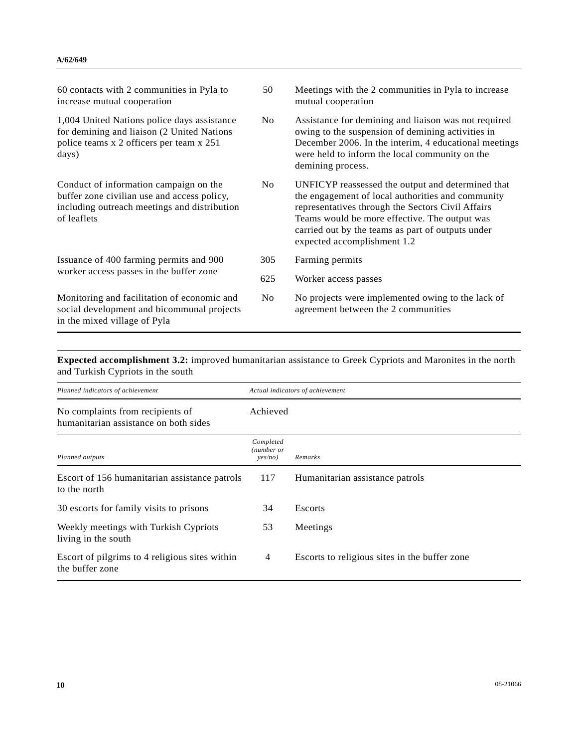| | | |
|---|---|---|
| 60 contacts with 2 communities in Pyla to increase mutual cooperation | 50 | Meetings with the 2 communities in Pyla to increase mutual cooperation |
| 1,004 United Nations police days assistance for demining and liaison (2 United Nations police teams x 2 officers per team x 251 days) | No | Assistance for demining and liaison was not required owing to the suspension of demining activities in December 2006. In the interim, 4 educational meetings were held to inform the local community on the demining process. |
| Conduct of information campaign on the buffer zone civilian use and access policy, including outreach meetings and distribution of leaflets | No | UNFICYP reassessed the output and determined that the engagement of local authorities and community representatives through the Sectors Civil Affairs Teams would be more effective. The output was carried out by the teams as part of outputs under expected accomplishment 1.2 |
| Issuance of 400 farming permits and 900 worker access passes in the buffer zone | 305 | Farming permits |
| | 625 | Worker access passes |
| Monitoring and facilitation of economic and social development and bicommunal projects in the mixed village of Pyla | No | No projects were implemented owing to the lack of agreement between the 2 communities |

**Expected accomplishment 3.2:** improved humanitarian assistance to Greek Cypriots and Maronites in the north and Turkish Cypriots in the south

| *Planned indicators of achievement* | *Actual indicators of achievement* |
|---|---|
| No complaints from recipients of humanitarian assistance on both sides | Achieved |

| *Planned outputs* | *Completed (number or yes/no)* | *Remarks* |
|---|---|---|
| Escort of 156 humanitarian assistance patrols to the north | 117 | Humanitarian assistance patrols |
| 30 escorts for family visits to prisons | 34 | Escorts |
| Weekly meetings with Turkish Cypriots living in the south | 53 | Meetings |
| Escort of pilgrims to 4 religious sites within the buffer zone | 4 | Escorts to religious sites in the buffer zone |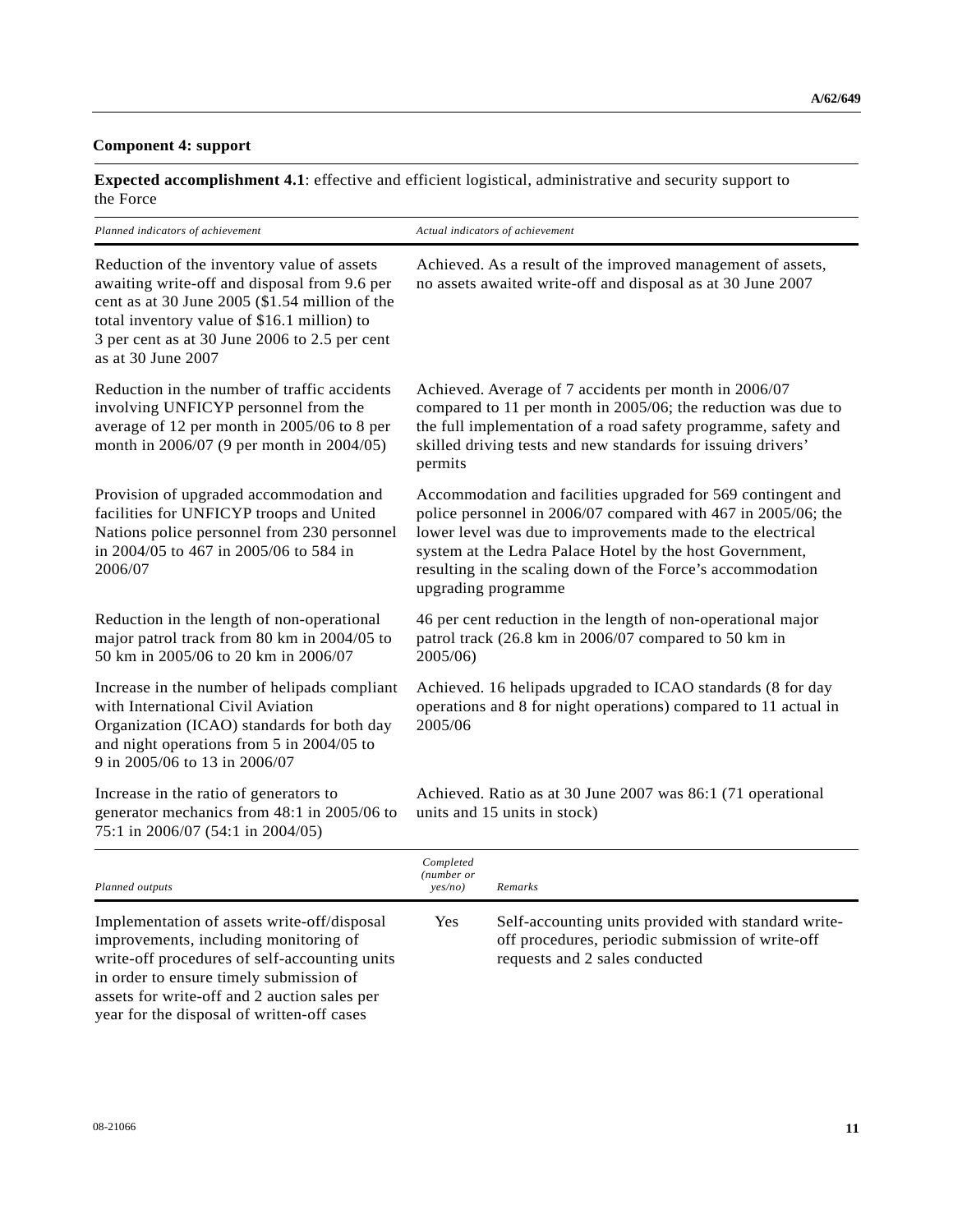**Component 4: support**

**Expected accomplishment 4.1**: effective and efficient logistical, administrative and security support to the Force

| *Planned indicators of achievement* | *Actual indicators of achievement* |
|---|---|
| Reduction of the inventory value of assets awaiting write-off and disposal from 9.6 per cent as at 30 June 2005 ($1.54 million of the total inventory value of $16.1 million) to 3 per cent as at 30 June 2006 to 2.5 per cent as at 30 June 2007 | Achieved. As a result of the improved management of assets, no assets awaited write-off and disposal as at 30 June 2007 |
| Reduction in the number of traffic accidents involving UNFICYP personnel from the average of 12 per month in 2005/06 to 8 per month in 2006/07 (9 per month in 2004/05) | Achieved. Average of 7 accidents per month in 2006/07 compared to 11 per month in 2005/06; the reduction was due to the full implementation of a road safety programme, safety and skilled driving tests and new standards for issuing drivers' permits |
| Provision of upgraded accommodation and facilities for UNFICYP troops and United Nations police personnel from 230 personnel in 2004/05 to 467 in 2005/06 to 584 in 2006/07 | Accommodation and facilities upgraded for 569 contingent and police personnel in 2006/07 compared with 467 in 2005/06; the lower level was due to improvements made to the electrical system at the Ledra Palace Hotel by the host Government, resulting in the scaling down of the Force's accommodation upgrading programme |
| Reduction in the length of non-operational major patrol track from 80 km in 2004/05 to 50 km in 2005/06 to 20 km in 2006/07 | 46 per cent reduction in the length of non-operational major patrol track (26.8 km in 2006/07 compared to 50 km in 2005/06) |
| Increase in the number of helipads compliant with International Civil Aviation Organization (ICAO) standards for both day and night operations from 5 in 2004/05 to 9 in 2005/06 to 13 in 2006/07 | Achieved. 16 helipads upgraded to ICAO standards (8 for day operations and 8 for night operations) compared to 11 actual in 2005/06 |
| Increase in the ratio of generators to generator mechanics from 48:1 in 2005/06 to 75:1 in 2006/07 (54:1 in 2004/05) | Achieved. Ratio as at 30 June 2007 was 86:1 (71 operational units and 15 units in stock) |

| *Planned outputs* | *Completed (number or yes/no)* | *Remarks* |
|---|---|---|
| Implementation of assets write-off/disposal improvements, including monitoring of write-off procedures of self-accounting units in order to ensure timely submission of assets for write-off and 2 auction sales per year for the disposal of written-off cases | Yes | Self-accounting units provided with standard write-off procedures, periodic submission of write-off requests and 2 sales conducted |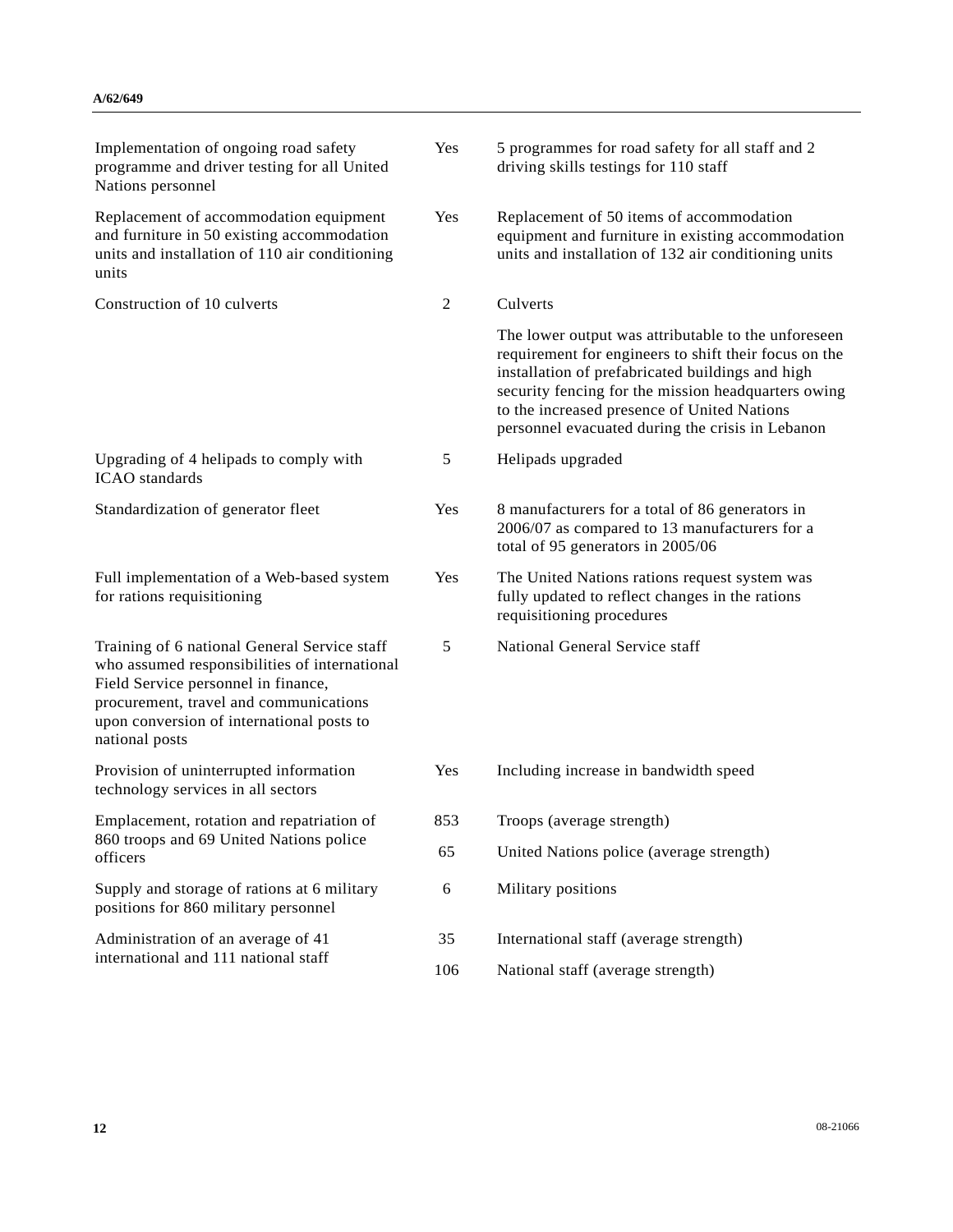| | | |
|---|---|---|
| Implementation of ongoing road safety programme and driver testing for all United Nations personnel | Yes | 5 programmes for road safety for all staff and 2 driving skills testings for 110 staff |
| Replacement of accommodation equipment and furniture in 50 existing accommodation units and installation of 110 air conditioning units | Yes | Replacement of 50 items of accommodation equipment and furniture in existing accommodation units and installation of 132 air conditioning units |
| Construction of 10 culverts | 2 | Culverts |
| | | The lower output was attributable to the unforeseen requirement for engineers to shift their focus on the installation of prefabricated buildings and high security fencing for the mission headquarters owing to the increased presence of United Nations personnel evacuated during the crisis in Lebanon |
| Upgrading of 4 helipads to comply with ICAO standards | 5 | Helipads upgraded |
| Standardization of generator fleet | Yes | 8 manufacturers for a total of 86 generators in 2006/07 as compared to 13 manufacturers for a total of 95 generators in 2005/06 |
| Full implementation of a Web-based system for rations requisitioning | Yes | The United Nations rations request system was fully updated to reflect changes in the rations requisitioning procedures |
| Training of 6 national General Service staff who assumed responsibilities of international Field Service personnel in finance, procurement, travel and communications upon conversion of international posts to national posts | 5 | National General Service staff |
| Provision of uninterrupted information technology services in all sectors | Yes | Including increase in bandwidth speed |
| Emplacement, rotation and repatriation of 860 troops and 69 United Nations police officers | 853 | Troops (average strength) |
| | 65 | United Nations police (average strength) |
| Supply and storage of rations at 6 military positions for 860 military personnel | 6 | Military positions |
| Administration of an average of 41 international and 111 national staff | 35 | International staff (average strength) |
| | 106 | National staff (average strength) |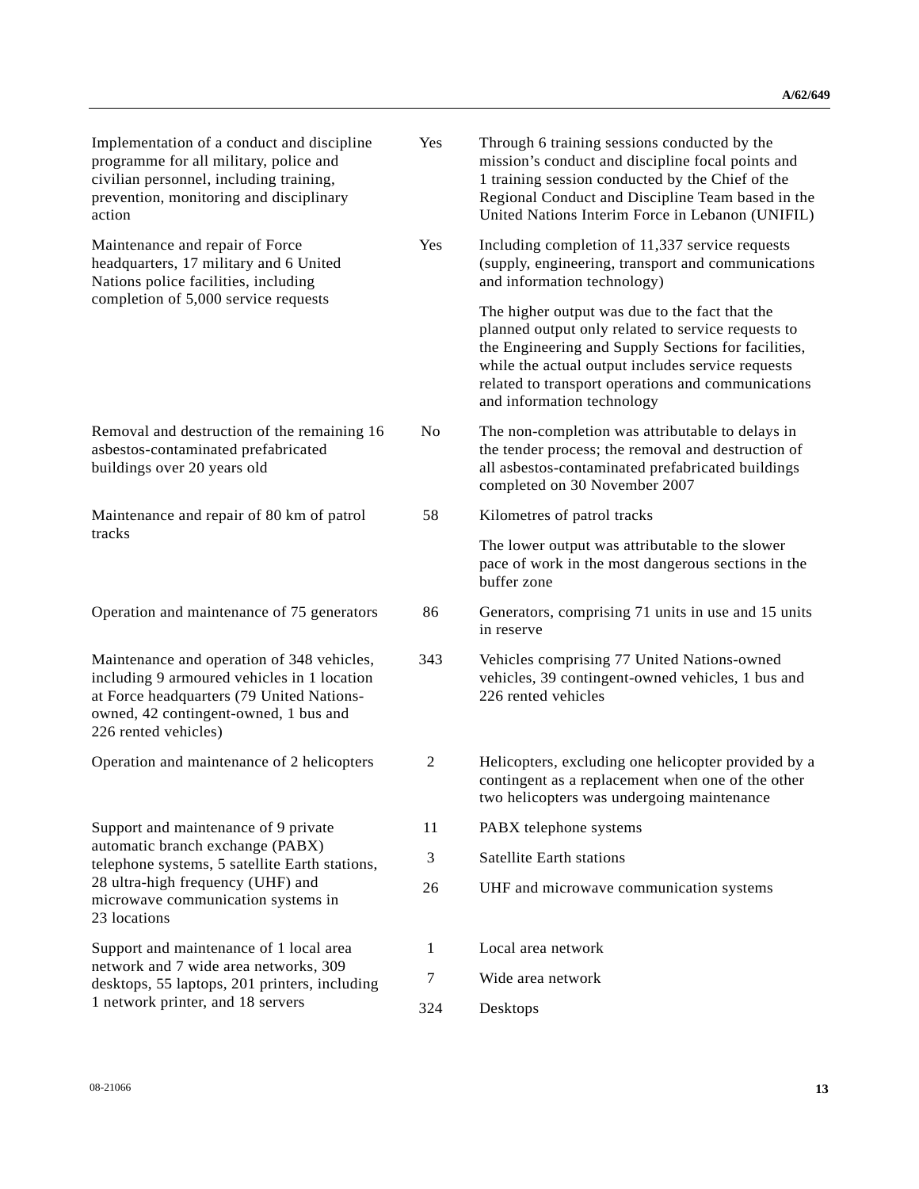| | | |
|---|---|---|
| Implementation of a conduct and discipline programme for all military, police and civilian personnel, including training, prevention, monitoring and disciplinary action | Yes | Through 6 training sessions conducted by the mission's conduct and discipline focal points and 1 training session conducted by the Chief of the Regional Conduct and Discipline Team based in the United Nations Interim Force in Lebanon (UNIFIL) |
| Maintenance and repair of Force headquarters, 17 military and 6 United Nations police facilities, including completion of 5,000 service requests | Yes | Including completion of 11,337 service requests (supply, engineering, transport and communications and information technology) |
| | | The higher output was due to the fact that the planned output only related to service requests to the Engineering and Supply Sections for facilities, while the actual output includes service requests related to transport operations and communications and information technology |
| Removal and destruction of the remaining 16 asbestos-contaminated prefabricated buildings over 20 years old | No | The non-completion was attributable to delays in the tender process; the removal and destruction of all asbestos-contaminated prefabricated buildings completed on 30 November 2007 |
| Maintenance and repair of 80 km of patrol tracks | 58 | Kilometres of patrol tracks |
| | | The lower output was attributable to the slower pace of work in the most dangerous sections in the buffer zone |
| Operation and maintenance of 75 generators | 86 | Generators, comprising 71 units in use and 15 units in reserve |
| Maintenance and operation of 348 vehicles, including 9 armoured vehicles in 1 location at Force headquarters (79 United Nations-owned, 42 contingent-owned, 1 bus and 226 rented vehicles) | 343 | Vehicles comprising 77 United Nations-owned vehicles, 39 contingent-owned vehicles, 1 bus and 226 rented vehicles |
| Operation and maintenance of 2 helicopters | 2 | Helicopters, excluding one helicopter provided by a contingent as a replacement when one of the other two helicopters was undergoing maintenance |
| Support and maintenance of 9 private automatic branch exchange (PABX) telephone systems, 5 satellite Earth stations, 28 ultra-high frequency (UHF) and microwave communication systems in 23 locations | 11 | PABX telephone systems |
| | 3 | Satellite Earth stations |
| | 26 | UHF and microwave communication systems |
| Support and maintenance of 1 local area network and 7 wide area networks, 309 desktops, 55 laptops, 201 printers, including 1 network printer, and 18 servers | 1 | Local area network |
| | 7 | Wide area network |
| | 324 | Desktops |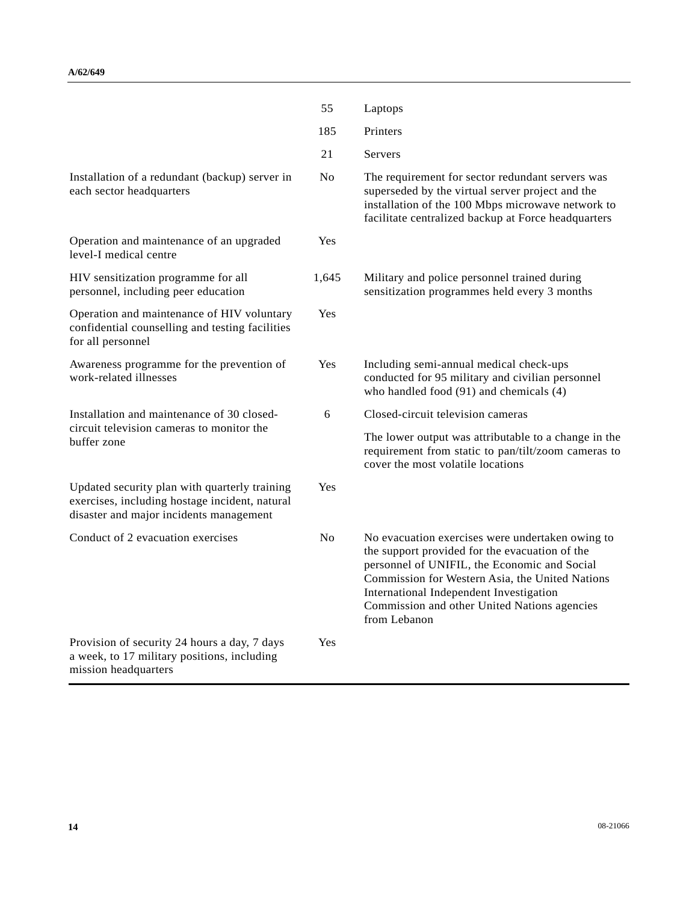| | | |
|---|---|---|
| | 55 | Laptops |
| | 185 | Printers |
| | 21 | Servers |
| Installation of a redundant (backup) server in each sector headquarters | No | The requirement for sector redundant servers was superseded by the virtual server project and the installation of the 100 Mbps microwave network to facilitate centralized backup at Force headquarters |
| Operation and maintenance of an upgraded level-I medical centre | Yes | |
| HIV sensitization programme for all personnel, including peer education | 1,645 | Military and police personnel trained during sensitization programmes held every 3 months |
| Operation and maintenance of HIV voluntary confidential counselling and testing facilities for all personnel | Yes | |
| Awareness programme for the prevention of work-related illnesses | Yes | Including semi-annual medical check-ups conducted for 95 military and civilian personnel who handled food (91) and chemicals (4) |
| Installation and maintenance of 30 closed-circuit television cameras to monitor the buffer zone | 6 | Closed-circuit television cameras<br><br>The lower output was attributable to a change in the requirement from static to pan/tilt/zoom cameras to cover the most volatile locations |
| Updated security plan with quarterly training exercises, including hostage incident, natural disaster and major incidents management | Yes | |
| Conduct of 2 evacuation exercises | No | No evacuation exercises were undertaken owing to the support provided for the evacuation of the personnel of UNIFIL, the Economic and Social Commission for Western Asia, the United Nations International Independent Investigation Commission and other United Nations agencies from Lebanon |
| Provision of security 24 hours a day, 7 days a week, to 17 military positions, including mission headquarters | Yes | |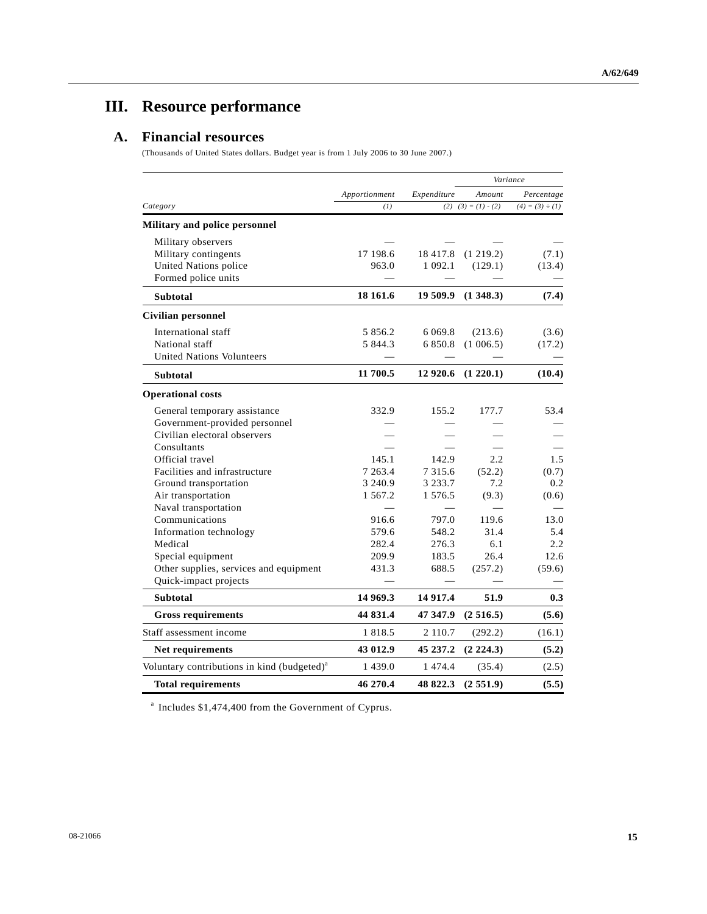# III. Resource performance

## A. Financial resources

(Thousands of United States dollars. Budget year is from 1 July 2006 to 30 June 2007.)

| Category | Apportionment | Expenditure | Variance | |
|---|---|---|---|---|
| | | | Amount | Percentage |
| | (1) | (2) | (3) = (1) - (2) | (4) = (3) ÷ (1) |
| **Military and police personnel** | | | | |
| Military observers | — | — | — | — |
| Military contingents | 17 198.6 | 18 417.8 | (1 219.2) | (7.1) |
| United Nations police | 963.0 | 1 092.1 | (129.1) | (13.4) |
| Formed police units | — | — | — | — |
| **Subtotal** | **18 161.6** | **19 509.9** | **(1 348.3)** | **(7.4)** |
| **Civilian personnel** | | | | |
| International staff | 5 856.2 | 6 069.8 | (213.6) | (3.6) |
| National staff | 5 844.3 | 6 850.8 | (1 006.5) | (17.2) |
| United Nations Volunteers | — | — | — | — |
| **Subtotal** | **11 700.5** | **12 920.6** | **(1 220.1)** | **(10.4)** |
| **Operational costs** | | | | |
| General temporary assistance | 332.9 | 155.2 | 177.7 | 53.4 |
| Government-provided personnel | — | — | — | — |
| Civilian electoral observers | — | — | — | — |
| Consultants | — | — | — | — |
| Official travel | 145.1 | 142.9 | 2.2 | 1.5 |
| Facilities and infrastructure | 7 263.4 | 7 315.6 | (52.2) | (0.7) |
| Ground transportation | 3 240.9 | 3 233.7 | 7.2 | 0.2 |
| Air transportation | 1 567.2 | 1 576.5 | (9.3) | (0.6) |
| Naval transportation | — | — | — | — |
| Communications | 916.6 | 797.0 | 119.6 | 13.0 |
| Information technology | 579.6 | 548.2 | 31.4 | 5.4 |
| Medical | 282.4 | 276.3 | 6.1 | 2.2 |
| Special equipment | 209.9 | 183.5 | 26.4 | 12.6 |
| Other supplies, services and equipment | 431.3 | 688.5 | (257.2) | (59.6) |
| Quick-impact projects | — | — | — | — |
| **Subtotal** | **14 969.3** | **14 917.4** | **51.9** | **0.3** |
| **Gross requirements** | **44 831.4** | **47 347.9** | **(2 516.5)** | **(5.6)** |
| Staff assessment income | 1 818.5 | 2 110.7 | (292.2) | (16.1) |
| **Net requirements** | **43 012.9** | **45 237.2** | **(2 224.3)** | **(5.2)** |
| Voluntary contributions in kind (budgeted)[a] | 1 439.0 | 1 474.4 | (35.4) | (2.5) |
| **Total requirements** | **46 270.4** | **48 822.3** | **(2 551.9)** | **(5.5)** |

[a] Includes $1,474,400 from the Government of Cyprus.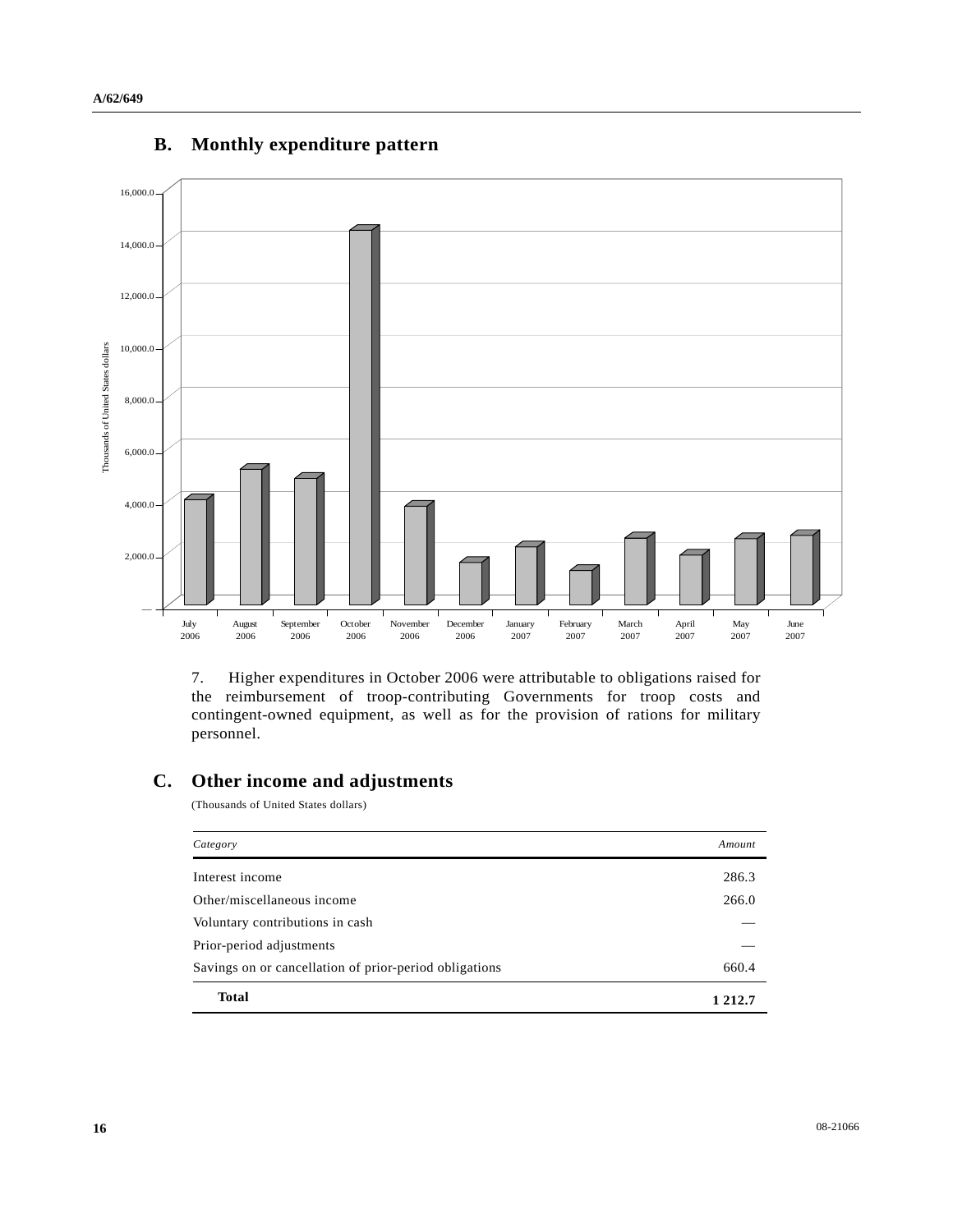## B. Monthly expenditure pattern

7. Higher expenditures in October 2006 were attributable to obligations raised for the reimbursement of troop-contributing Governments for troop costs and contingent-owned equipment, as well as for the provision of rations for military personnel.

## C. Other income and adjustments

(Thousands of United States dollars)

| *Category* | *Amount* |
|---|---|
| Interest income | 286.3 |
| Other/miscellaneous income | 266.0 |
| Voluntary contributions in cash | — |
| Prior-period adjustments | — |
| Savings on or cancellation of prior-period obligations | 660.4 |
| **Total** | **1 212.7** |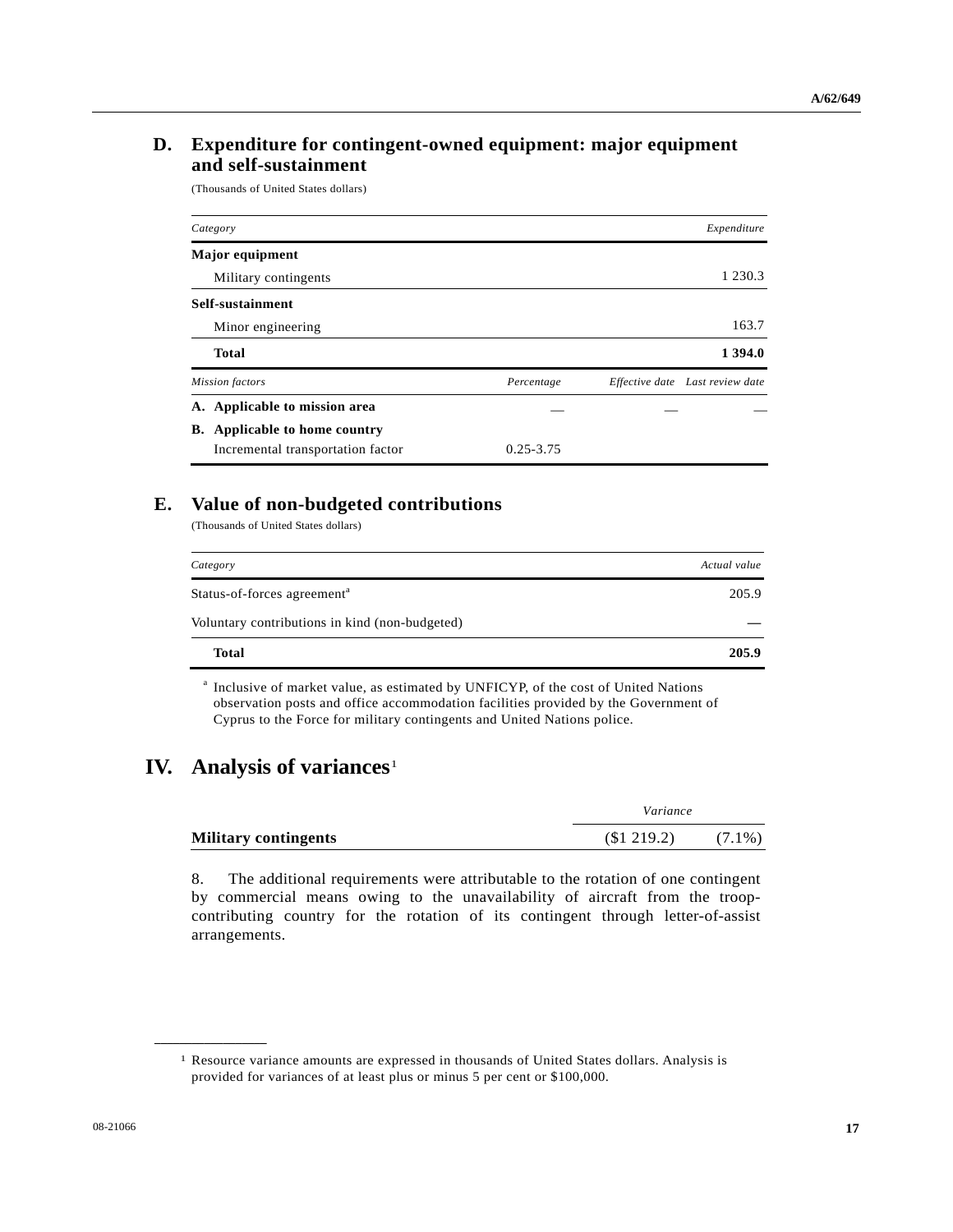## D. Expenditure for contingent-owned equipment: major equipment and self-sustainment

(Thousands of United States dollars)

| *Category* | | | *Expenditure* |
|---|---|---|---|
| **Major equipment** | | | |
| Military contingents | | | 1 230.3 |
| **Self-sustainment** | | | |
| Minor engineering | | | 163.7 |
| **Total** | | | **1 394.0** |
| *Mission factors* | *Percentage* | *Effective date* | *Last review date* |
| **A. Applicable to mission area** | — | — | — |
| **B. Applicable to home country** | | | |
| Incremental transportation factor | 0.25-3.75 | | |

## E. Value of non-budgeted contributions

(Thousands of United States dollars)

| *Category* | *Actual value* |
|---|---|
| Status-of-forces agreement[a] | 205.9 |
| Voluntary contributions in kind (non-budgeted) | — |
| **Total** | **205.9** |

[a] Inclusive of market value, as estimated by UNFICYP, of the cost of United Nations observation posts and office accommodation facilities provided by the Government of Cyprus to the Force for military contingents and United Nations police.

# IV. Analysis of variances[1]

| | *Variance* | |
|---|---|---|
| **Military contingents** | ($1 219.2) | (7.1%) |

8. The additional requirements were attributable to the rotation of one contingent by commercial means owing to the unavailability of aircraft from the troop-contributing country for the rotation of its contingent through letter-of-assist arrangements.

---

[1] Resource variance amounts are expressed in thousands of United States dollars. Analysis is provided for variances of at least plus or minus 5 per cent or $100,000.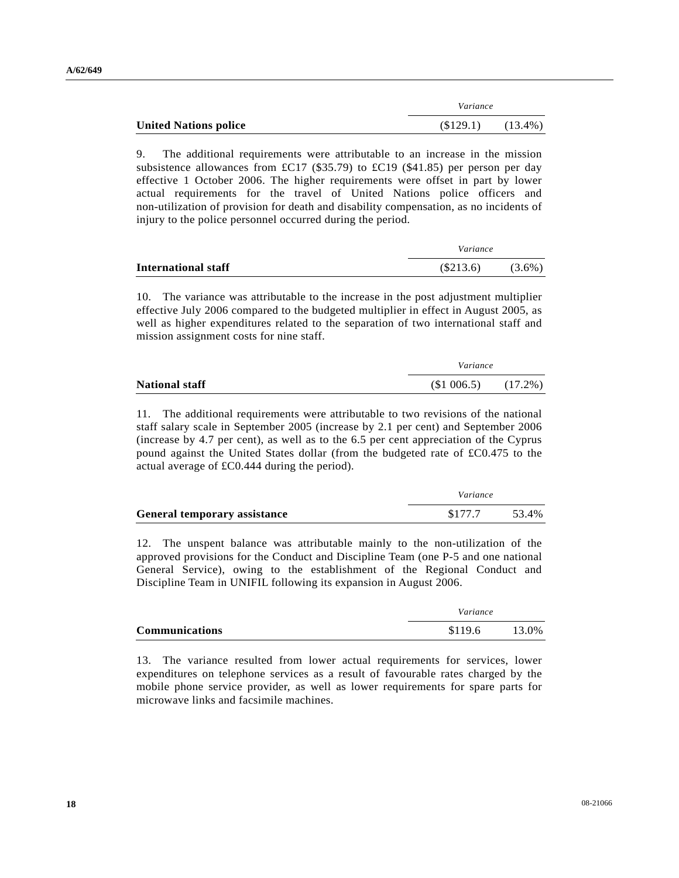| | Variance | |
|---|---|---|
| **United Nations police** | ($129.1) | (13.4%) |

9. The additional requirements were attributable to an increase in the mission subsistence allowances from £C17 ($35.79) to £C19 ($41.85) per person per day effective 1 October 2006. The higher requirements were offset in part by lower actual requirements for the travel of United Nations police officers and non-utilization of provision for death and disability compensation, as no incidents of injury to the police personnel occurred during the period.

| | Variance | |
|---|---|---|
| **International staff** | ($213.6) | (3.6%) |

10. The variance was attributable to the increase in the post adjustment multiplier effective July 2006 compared to the budgeted multiplier in effect in August 2005, as well as higher expenditures related to the separation of two international staff and mission assignment costs for nine staff.

| | Variance | |
|---|---|---|
| **National staff** | ($1 006.5) | (17.2%) |

11. The additional requirements were attributable to two revisions of the national staff salary scale in September 2005 (increase by 2.1 per cent) and September 2006 (increase by 4.7 per cent), as well as to the 6.5 per cent appreciation of the Cyprus pound against the United States dollar (from the budgeted rate of £C0.475 to the actual average of £C0.444 during the period).

| | Variance | |
|---|---|---|
| **General temporary assistance** | $177.7 | 53.4% |

12. The unspent balance was attributable mainly to the non-utilization of the approved provisions for the Conduct and Discipline Team (one P-5 and one national General Service), owing to the establishment of the Regional Conduct and Discipline Team in UNIFIL following its expansion in August 2006.

| | Variance | |
|---|---|---|
| **Communications** | $119.6 | 13.0% |

13. The variance resulted from lower actual requirements for services, lower expenditures on telephone services as a result of favourable rates charged by the mobile phone service provider, as well as lower requirements for spare parts for microwave links and facsimile machines.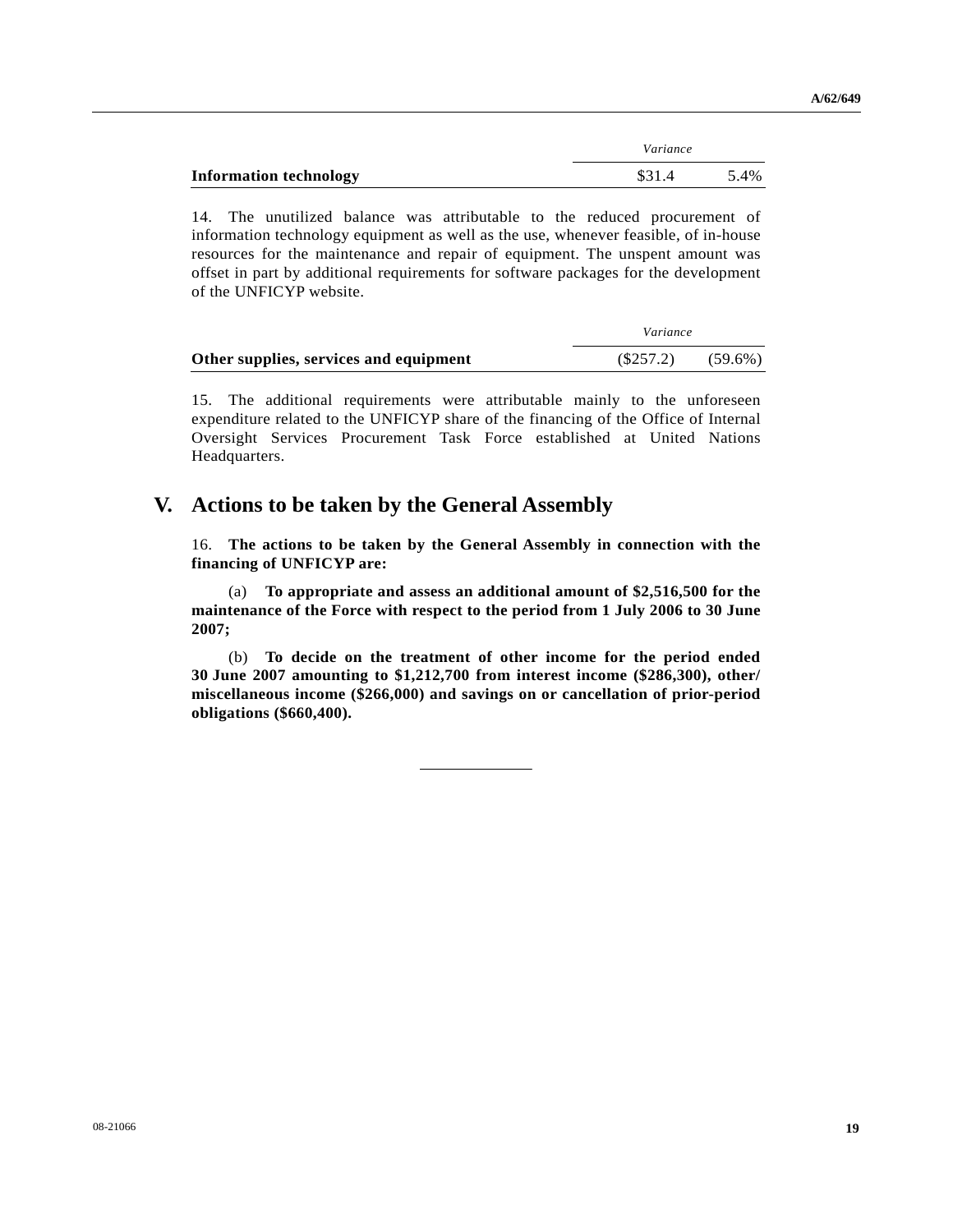| | Variance | |
|---|---|---|
| **Information technology** | $31.4 | 5.4% |

14. The unutilized balance was attributable to the reduced procurement of information technology equipment as well as the use, whenever feasible, of in-house resources for the maintenance and repair of equipment. The unspent amount was offset in part by additional requirements for software packages for the development of the UNFICYP website.

| | Variance | |
|---|---|---|
| **Other supplies, services and equipment** | ($257.2) | (59.6%) |

15. The additional requirements were attributable mainly to the unforeseen expenditure related to the UNFICYP share of the financing of the Office of Internal Oversight Services Procurement Task Force established at United Nations Headquarters.

# V. Actions to be taken by the General Assembly

16. **The actions to be taken by the General Assembly in connection with the financing of UNFICYP are:**

(a) **To appropriate and assess an additional amount of $2,516,500 for the maintenance of the Force with respect to the period from 1 July 2006 to 30 June 2007;**

(b) **To decide on the treatment of other income for the period ended 30 June 2007 amounting to $1,212,700 from interest income ($286,300), other/miscellaneous income ($266,000) and savings on or cancellation of prior-period obligations ($660,400).**